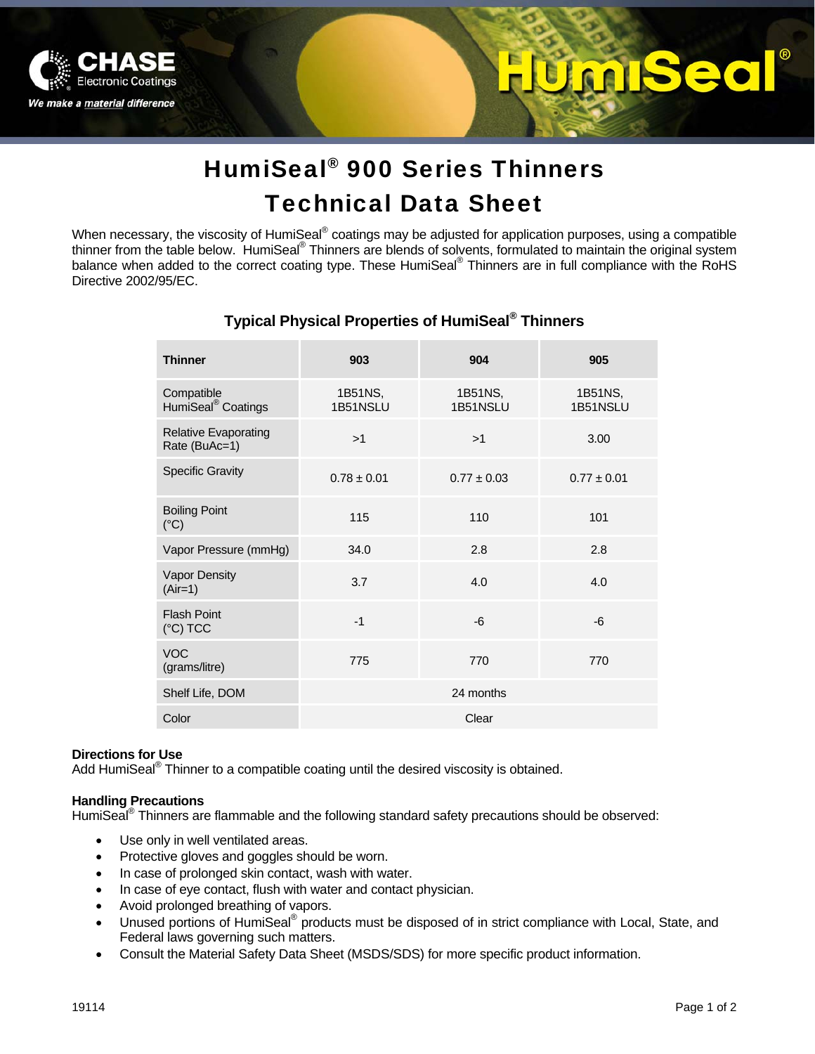# HumiSeal® 900 Series Thinners

# Technical Data Sheet

When necessary, the viscosity of HumiSeal® coatings may be adjusted for application purposes, using a compatible thinner from the table below. HumiSeal® Thinners are blends of solvents, formulated to maintain the original system balance when added to the correct coating type. These HumiSeal® Thinners are in full compliance with the RoHS Directive 2002/95/EC.

## Typical Physical Properties of HumiSeal® Thinners

| Thinner | 903 | 904 | 905 |
|---|---|---|---|
| Compatible HumiSeal® Coatings | 1B51NS, 1B51NSLU | 1B51NS, 1B51NSLU | 1B51NS, 1B51NSLU |
| Relative Evaporating Rate (BuAc=1) | >1 | >1 | 3.00 |
| Specific Gravity | 0.78 ± 0.01 | 0.77 ± 0.03 | 0.77 ± 0.01 |
| Boiling Point (°C) | 115 | 110 | 101 |
| Vapor Pressure (mmHg) | 34.0 | 2.8 | 2.8 |
| Vapor Density (Air=1) | 3.7 | 4.0 | 4.0 |
| Flash Point (°C) TCC | -1 | -6 | -6 |
| VOC (grams/litre) | 775 | 770 | 770 |
| Shelf Life, DOM | 24 months | | |
| Color | Clear | | |

**Directions for Use**

Add HumiSeal® Thinner to a compatible coating until the desired viscosity is obtained.

**Handling Precautions**

HumiSeal® Thinners are flammable and the following standard safety precautions should be observed:

- Use only in well ventilated areas.
- Protective gloves and goggles should be worn.
- In case of prolonged skin contact, wash with water.
- In case of eye contact, flush with water and contact physician.
- Avoid prolonged breathing of vapors.
- Unused portions of HumiSeal® products must be disposed of in strict compliance with Local, State, and Federal laws governing such matters.
- Consult the Material Safety Data Sheet (MSDS/SDS) for more specific product information.

19114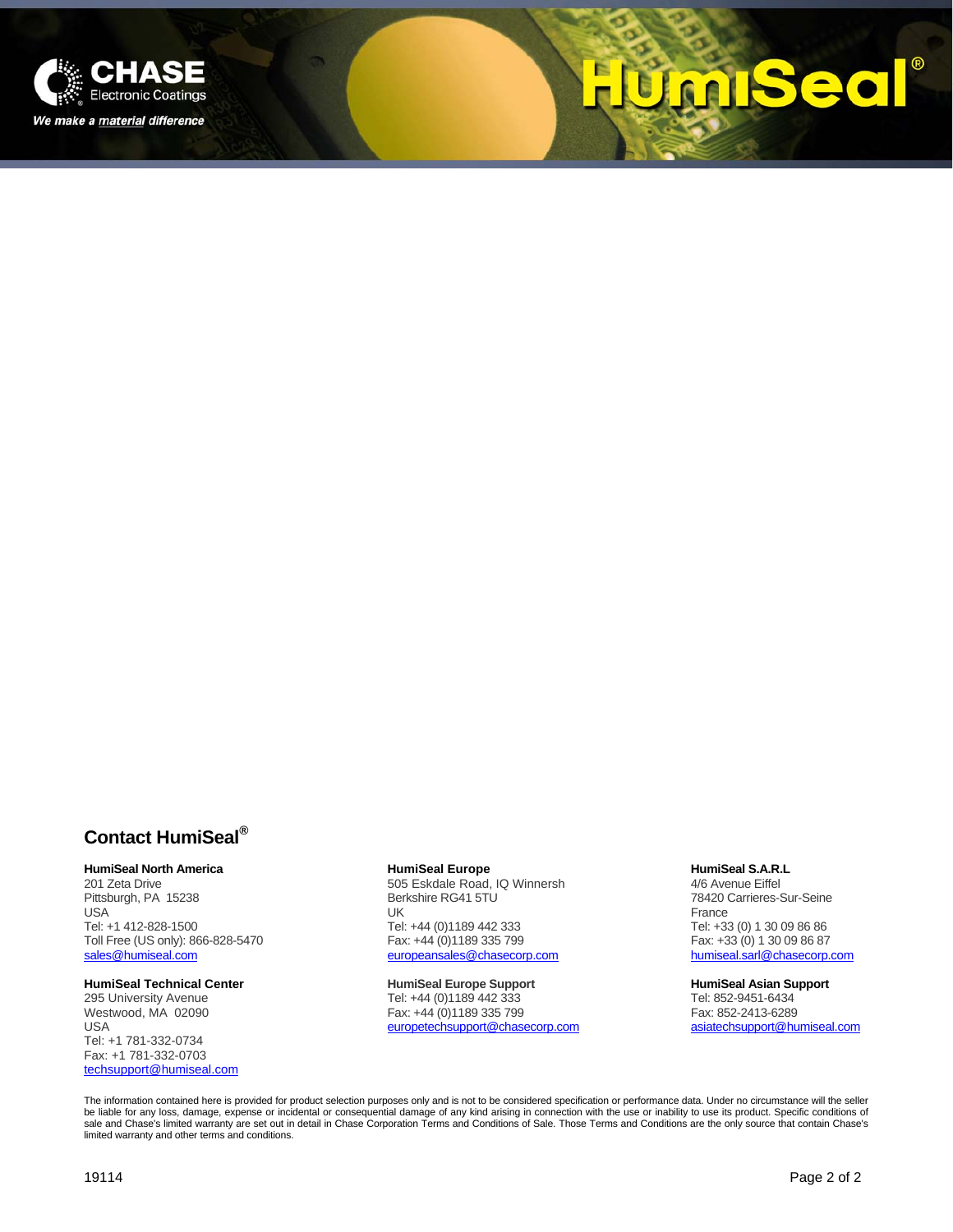## Contact HumiSeal®

**HumiSeal North America**
201 Zeta Drive
Pittsburgh, PA 15238
USA
Tel: +1 412-828-1500
Toll Free (US only): 866-828-5470
sales@humiseal.com

**HumiSeal Technical Center**
295 University Avenue
Westwood, MA 02090
USA
Tel: +1 781-332-0734
Fax: +1 781-332-0703
techsupport@humiseal.com

**HumiSeal Europe**
505 Eskdale Road, IQ Winnersh
Berkshire RG41 5TU
UK
Tel: +44 (0)1189 442 333
Fax: +44 (0)1189 335 799
europeansales@chasecorp.com

**HumiSeal Europe Support**
Tel: +44 (0)1189 442 333
Fax: +44 (0)1189 335 799
europetechsupport@chasecorp.com

**HumiSeal S.A.R.L**
4/6 Avenue Eiffel
78420 Carrieres-Sur-Seine
France
Tel: +33 (0) 1 30 09 86 86
Fax: +33 (0) 1 30 09 86 87
humiseal.sarl@chasecorp.com

**HumiSeal Asian Support**
Tel: 852-9451-6434
Fax: 852-2413-6289
asiatechsupport@humiseal.com

The information contained here is provided for product selection purposes only and is not to be considered specification or performance data. Under no circumstance will the seller be liable for any loss, damage, expense or incidental or consequential damage of any kind arising in connection with the use or inability to use its product. Specific conditions of sale and Chase's limited warranty are set out in detail in Chase Corporation Terms and Conditions of Sale. Those Terms and Conditions are the only source that contain Chase's limited warranty and other terms and conditions.

19114